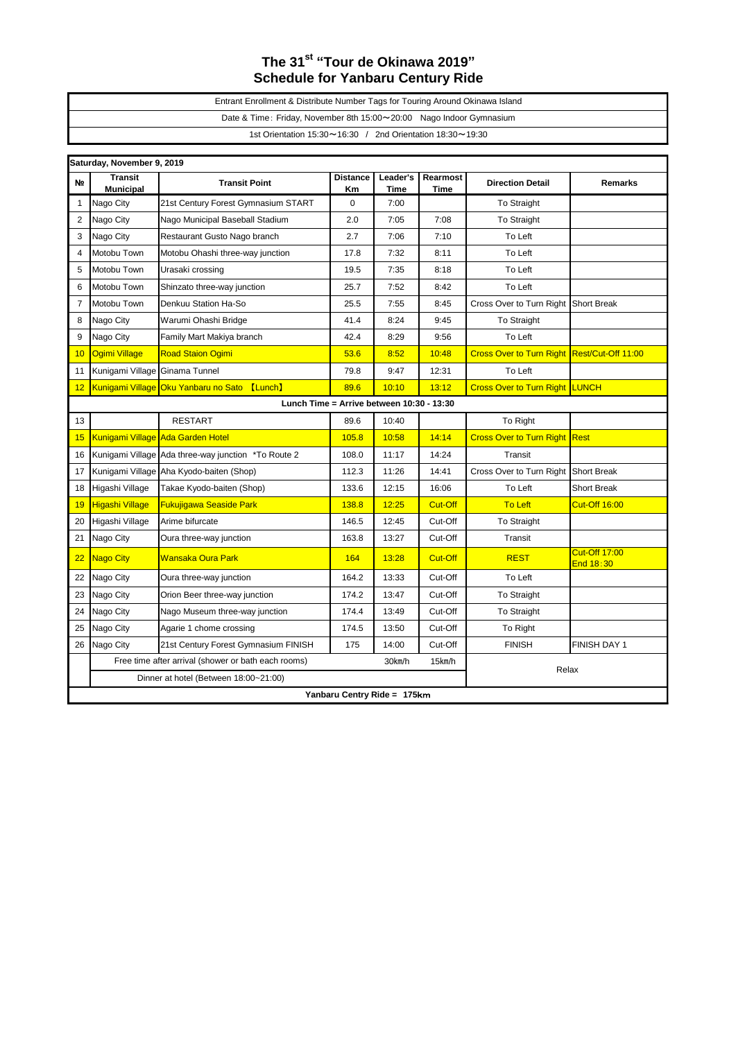# The 31st "Tour de Okinawa 2019"
# Schedule for Yanbaru Century Ride

Entrant Enrollment & Distribute Number Tags for Touring Around Okinawa Island

Date & Time: Friday, November 8th 15:00〜20:00 Nago Indoor Gymnasium

1st Orientation 15:30〜16:30 / 2nd Orientation 18:30〜19:30

**Saturday, November 9, 2019**

| № | Transit Municipal | Transit Point | Distance Km | Leader's Time | Rearmost Time | Direction Detail | Remarks |
|---|---|---|---|---|---|---|---|
| 1 | Nago City | 21st Century Forest Gymnasium START | 0 | 7:00 | | To Straight | |
| 2 | Nago City | Nago Municipal Baseball Stadium | 2.0 | 7:05 | 7:08 | To Straight | |
| 3 | Nago City | Restaurant Gusto Nago branch | 2.7 | 7:06 | 7:10 | To Left | |
| 4 | Motobu Town | Motobu Ohashi three-way junction | 17.8 | 7:32 | 8:11 | To Left | |
| 5 | Motobu Town | Urasaki crossing | 19.5 | 7:35 | 8:18 | To Left | |
| 6 | Motobu Town | Shinzato three-way junction | 25.7 | 7:52 | 8:42 | To Left | |
| 7 | Motobu Town | Denkuu Station Ha-So | 25.5 | 7:55 | 8:45 | Cross Over to Turn Right | Short Break |
| 8 | Nago City | Warumi Ohashi Bridge | 41.4 | 8:24 | 9:45 | To Straight | |
| 9 | Nago City | Family Mart Makiya branch | 42.4 | 8:29 | 9:56 | To Left | |
| 10 | Ogimi Village | Road Staion Ogimi | 53.6 | 8:52 | 10:48 | Cross Over to Turn Right | Rest/Cut-Off 11:00 |
| 11 | Kunigami Village | Ginama Tunnel | 79.8 | 9:47 | 12:31 | To Left | |
| 12 | Kunigami Village | Oku Yanbaru no Sato 【Lunch】 | 89.6 | 10:10 | 13:12 | Cross Over to Turn Right | LUNCH |
| | | **Lunch Time = Arrive between 10:30 - 13:30** | | | | | |
| 13 | | RESTART | 89.6 | 10:40 | | To Right | |
| 15 | Kunigami Village | Ada Garden Hotel | 105.8 | 10:58 | 14:14 | Cross Over to Turn Right | Rest |
| 16 | Kunigami Village | Ada three-way junction *To Route 2 | 108.0 | 11:17 | 14:24 | Transit | |
| 17 | Kunigami Village | Aha Kyodo-baiten (Shop) | 112.3 | 11:26 | 14:41 | Cross Over to Turn Right | Short Break |
| 18 | Higashi Village | Takae Kyodo-baiten (Shop) | 133.6 | 12:15 | 16:06 | To Left | Short Break |
| 19 | Higashi Village | Fukujigawa Seaside Park | 138.8 | 12:25 | Cut-Off | To Left | Cut-Off 16:00 |
| 20 | Higashi Village | Arime bifurcate | 146.5 | 12:45 | Cut-Off | To Straight | |
| 21 | Nago City | Oura three-way junction | 163.8 | 13:27 | Cut-Off | Transit | |
| 22 | Nago City | Wansaka Oura Park | 164 | 13:28 | Cut-Off | REST | Cut-Off 17:00 End 18:30 |
| 22 | Nago City | Oura three-way junction | 164.2 | 13:33 | Cut-Off | To Left | |
| 23 | Nago City | Orion Beer three-way junction | 174.2 | 13:47 | Cut-Off | To Straight | |
| 24 | Nago City | Nago Museum three-way junction | 174.4 | 13:49 | Cut-Off | To Straight | |
| 25 | Nago City | Agarie 1 chome crossing | 174.5 | 13:50 | Cut-Off | To Right | |
| 26 | Nago City | 21st Century Forest Gymnasium FINISH | 175 | 14:00 | Cut-Off | FINISH | FINISH DAY 1 |
| | Free time after arrival (shower or bath each rooms) | | | 30㎞/h | 15㎞/h | Relax | |
| | Dinner at hotel (Between 18:00~21:00) | | | | | | |

**Yanbaru Centry Ride = 175㎞**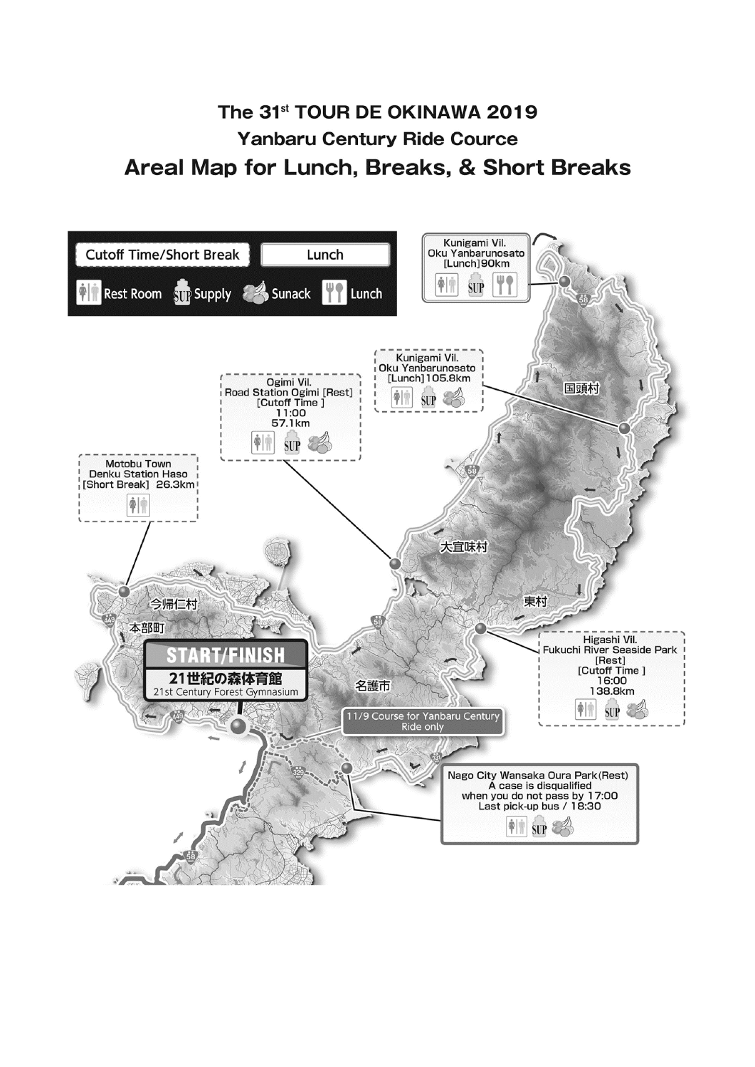# The 31st TOUR DE OKINAWA 2019

## Yanbaru Century Ride Cource

## Areal Map for Lunch, Breaks, & Short Breaks

Cutoff Time/Short Break

Lunch

Rest Room Supply Sunack Lunch

Kunigami Vil.
Oku Yanbarunosato
[Lunch]90km

Kunigami Vil.
Oku Yanbarunosato
[Lunch]105.8km

Ogimi Vil.
Road Station Ogimi [Rest]
[Cutoff Time ]
11:00
57.1km

Motobu Town
Denku Station Haso
[Short Break] 26.3km

国頭村

大宜味村

東村

今帰仁村

本部町

名護市

START/FINISH
21世紀の森体育館
21st Century Forest Gymnasium

11/9 Course for Yanbaru Century Ride only

Higashi Vil.
Fukuchi River Seaside Park
[Rest]
[Cutoff Time ]
16:00
138.8km

Nago City Wansaka Oura Park(Rest)
A case is disqualified
when you do not pass by 17:00
Last pick-up bus / 18:30